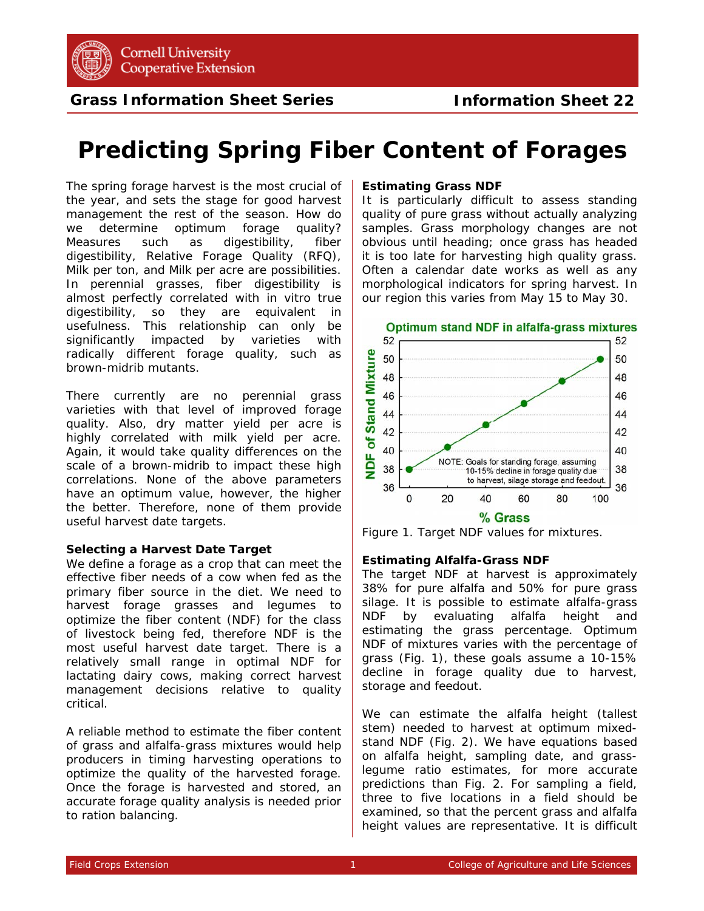Grass Information Sheet Series — Information Sheet 22

# Predicting Spring Fiber Content of Forages

The spring forage harvest is the most crucial of the year, and sets the stage for good harvest management the rest of the season. How do we determine optimum forage quality? Measures such as digestibility, fiber digestibility, Relative Forage Quality (RFQ), Milk per ton, and Milk per acre are possibilities. In perennial grasses, fiber digestibility is almost perfectly correlated with in vitro true digestibility, so they are equivalent in usefulness. This relationship can only be significantly impacted by varieties with radically different forage quality, such as brown-midrib mutants.

There currently are no perennial grass varieties with that level of improved forage quality. Also, dry matter yield per acre is highly correlated with milk yield per acre. Again, it would take quality differences on the scale of a brown-midrib to impact these high correlations. None of the above parameters have an optimum value, however, the higher the better. Therefore, none of them provide useful harvest date targets.

**Selecting a Harvest Date Target**

We define a forage as a crop that can meet the effective fiber needs of a cow when fed as the primary fiber source in the diet. We need to harvest forage grasses and legumes to optimize the fiber content (NDF) for the class of livestock being fed, therefore NDF is the most useful harvest date target. There is a relatively small range in optimal NDF for lactating dairy cows, making correct harvest management decisions relative to quality critical.

A reliable method to estimate the fiber content of grass and alfalfa-grass mixtures would help producers in timing harvesting operations to optimize the quality of the harvested forage. Once the forage is harvested and stored, an accurate forage quality analysis is needed prior to ration balancing.

**Estimating Grass NDF**

It is particularly difficult to assess standing quality of pure grass without actually analyzing samples. Grass morphology changes are not obvious until heading; once grass has headed it is too late for harvesting high quality grass. Often a calendar date works as well as any morphological indicators for spring harvest. In our region this varies from May 15 to May 30.

Figure 1. Target NDF values for mixtures.

**Estimating Alfalfa-Grass NDF**

The target NDF at harvest is approximately 38% for pure alfalfa and 50% for pure grass silage. It is possible to estimate alfalfa-grass NDF by evaluating alfalfa height and estimating the grass percentage. Optimum NDF of mixtures varies with the percentage of grass (Fig. 1), these goals assume a 10-15% decline in forage quality due to harvest, storage and feedout.

We can estimate the alfalfa height (tallest stem) needed to harvest at optimum mixed-stand NDF (Fig. 2). We have equations based on alfalfa height, sampling date, and grass-legume ratio estimates, for more accurate predictions than Fig. 2. For sampling a field, three to five locations in a field should be examined, so that the percent grass and alfalfa height values are representative. It is difficult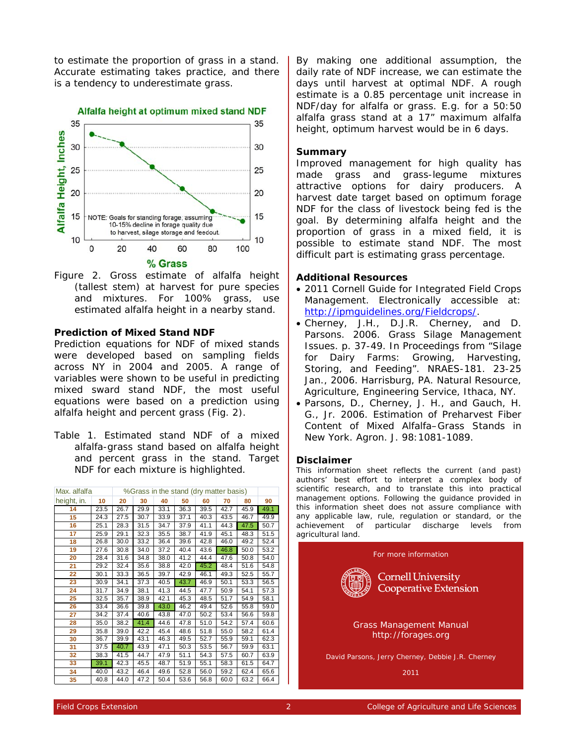to estimate the proportion of grass in a stand. Accurate estimating takes practice, and there is a tendency to underestimate grass.

Alfalfa height at optimum mixed stand NDF

Alfalfa Height, Inches

35
30
25
20
15
10

0 20 40 60 80 100

% Grass

NOTE: Goals for standing forage, assuming 10-15% decline in forage quality due to harvest, silage storage and feedout.

Figure 2. Gross estimate of alfalfa height (tallest stem) at harvest for pure species and mixtures. For 100% grass, use estimated alfalfa height in a nearby stand.

### Prediction of Mixed Stand NDF

Prediction equations for NDF of mixed stands were developed based on sampling fields across NY in 2004 and 2005. A range of variables were shown to be useful in predicting mixed sward stand NDF, the most useful equations were based on a prediction using alfalfa height and percent grass (Fig. 2).

Table 1. Estimated stand NDF of a mixed alfalfa-grass stand based on alfalfa height and percent grass in the stand. Target NDF for each mixture is highlighted.

| Max. alfalfa | %Grass in the stand (dry matter basis) | | | | | | | | |
|---|---|---|---|---|---|---|---|---|---|
| height, in. | 10 | 20 | 30 | 40 | 50 | 60 | 70 | 80 | 90 |
| 14 | 23.5 | 26.7 | 29.9 | 33.1 | 36.3 | 39.5 | 42.7 | 45.9 | **49.1** |
| 15 | 24.3 | 27.5 | 30.7 | 33.9 | 37.1 | 40.3 | 43.5 | 46.7 | 49.9 |
| 16 | 25.1 | 28.3 | 31.5 | 34.7 | 37.9 | 41.1 | 44.3 | **47.5** | 50.7 |
| 17 | 25.9 | 29.1 | 32.3 | 35.5 | 38.7 | 41.9 | 45.1 | 48.3 | 51.5 |
| 18 | 26.8 | 30.0 | 33.2 | 36.4 | 39.6 | 42.8 | 46.0 | 49.2 | 52.4 |
| 19 | 27.6 | 30.8 | 34.0 | 37.2 | 40.4 | 43.6 | **46.8** | 50.0 | 53.2 |
| 20 | 28.4 | 31.6 | 34.8 | 38.0 | 41.2 | 44.4 | 47.6 | 50.8 | 54.0 |
| 21 | 29.2 | 32.4 | 35.6 | 38.8 | 42.0 | **45.2** | 48.4 | 51.6 | 54.8 |
| 22 | 30.1 | 33.3 | 36.5 | 39.7 | 42.9 | 46.1 | 49.3 | 52.5 | 55.7 |
| 23 | 30.9 | 34.1 | 37.3 | 40.5 | **43.7** | 46.9 | 50.1 | 53.3 | 56.5 |
| 24 | 31.7 | 34.9 | 38.1 | 41.3 | 44.5 | 47.7 | 50.9 | 54.1 | 57.3 |
| 25 | 32.5 | 35.7 | 38.9 | 42.1 | 45.3 | 48.5 | 51.7 | 54.9 | 58.1 |
| 26 | 33.4 | 36.6 | 39.8 | **43.0** | 46.2 | 49.4 | 52.6 | 55.8 | 59.0 |
| 27 | 34.2 | 37.4 | 40.6 | 43.8 | 47.0 | 50.2 | 53.4 | 56.6 | 59.8 |
| 28 | 35.0 | 38.2 | **41.4** | 44.6 | 47.8 | 51.0 | 54.2 | 57.4 | 60.6 |
| 29 | 35.8 | 39.0 | 42.2 | 45.4 | 48.6 | 51.8 | 55.0 | 58.2 | 61.4 |
| 30 | 36.7 | 39.9 | 43.1 | 46.3 | 49.5 | 52.7 | 55.9 | 59.1 | 62.3 |
| 31 | 37.5 | **40.7** | 43.9 | 47.1 | 50.3 | 53.5 | 56.7 | 59.9 | 63.1 |
| 32 | 38.3 | 41.5 | 44.7 | 47.9 | 51.1 | 54.3 | 57.5 | 60.7 | 63.9 |
| 33 | **39.1** | 42.3 | 45.5 | 48.7 | 51.9 | 55.1 | 58.3 | 61.5 | 64.7 |
| 34 | 40.0 | 43.2 | 46.4 | 49.6 | 52.8 | 56.0 | 59.2 | 62.4 | 65.6 |
| 35 | 40.8 | 44.0 | 47.2 | 50.4 | 53.6 | 56.8 | 60.0 | 63.2 | 66.4 |

By making one additional assumption, the daily rate of NDF increase, we can estimate the days until harvest at optimal NDF. A rough estimate is a 0.85 percentage unit increase in NDF/day for alfalfa or grass. E.g. for a 50:50 alfalfa grass stand at a 17" maximum alfalfa height, optimum harvest would be in 6 days.

### Summary

Improved management for high quality has made grass and grass-legume mixtures attractive options for dairy producers. A harvest date target based on optimum forage NDF for the class of livestock being fed is the goal. By determining alfalfa height and the proportion of grass in a mixed field, it is possible to estimate stand NDF. The most difficult part is estimating grass percentage.

### Additional Resources

- 2011 Cornell Guide for Integrated Field Crops Management. Electronically accessible at: http://ipmguidelines.org/Fieldcrops/.
- Cherney, J.H., D.J.R. Cherney, and D. Parsons. 2006. Grass Silage Management Issues. p. 37-49. In Proceedings from "Silage for Dairy Farms: Growing, Harvesting, Storing, and Feeding". NRAES-181. 23-25 Jan., 2006. Harrisburg, PA. Natural Resource, Agriculture, Engineering Service, Ithaca, NY.
- Parsons, D., Cherney, J. H., and Gauch, H. G., Jr. 2006. Estimation of Preharvest Fiber Content of Mixed Alfalfa–Grass Stands in New York. Agron. J. 98:1081-1089.

### Disclaimer

This information sheet reflects the current (and past) authors' best effort to interpret a complex body of scientific research, and to translate this into practical management options. Following the guidance provided in this information sheet does not assure compliance with any applicable law, rule, regulation or standard, or the achievement of particular discharge levels from agricultural land.

For more information

Cornell University Cooperative Extension

Grass Management Manual
http://forages.org

David Parsons, Jerry Cherney, Debbie J.R. Cherney

2011